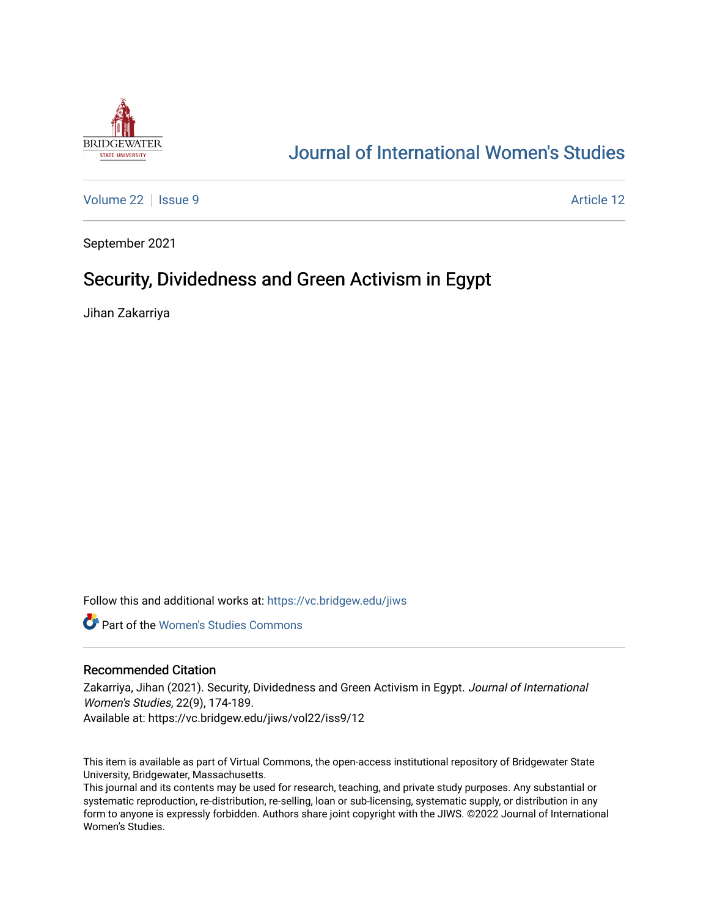# Journal of International Women's Studies

Volume 22 | Issue 9 | Article 12

September 2021

## Security, Dividedness and Green Activism in Egypt

Jihan Zakarriya

Follow this and additional works at: https://vc.bridgew.edu/jiws

Part of the Women's Studies Commons

### Recommended Citation

Zakarriya, Jihan (2021). Security, Dividedness and Green Activism in Egypt. *Journal of International Women's Studies*, 22(9), 174-189.
Available at: https://vc.bridgew.edu/jiws/vol22/iss9/12

This item is available as part of Virtual Commons, the open-access institutional repository of Bridgewater State University, Bridgewater, Massachusetts.
This journal and its contents may be used for research, teaching, and private study purposes. Any substantial or systematic reproduction, re-distribution, re-selling, loan or sub-licensing, systematic supply, or distribution in any form to anyone is expressly forbidden. Authors share joint copyright with the JIWS. ©2022 Journal of International Women's Studies.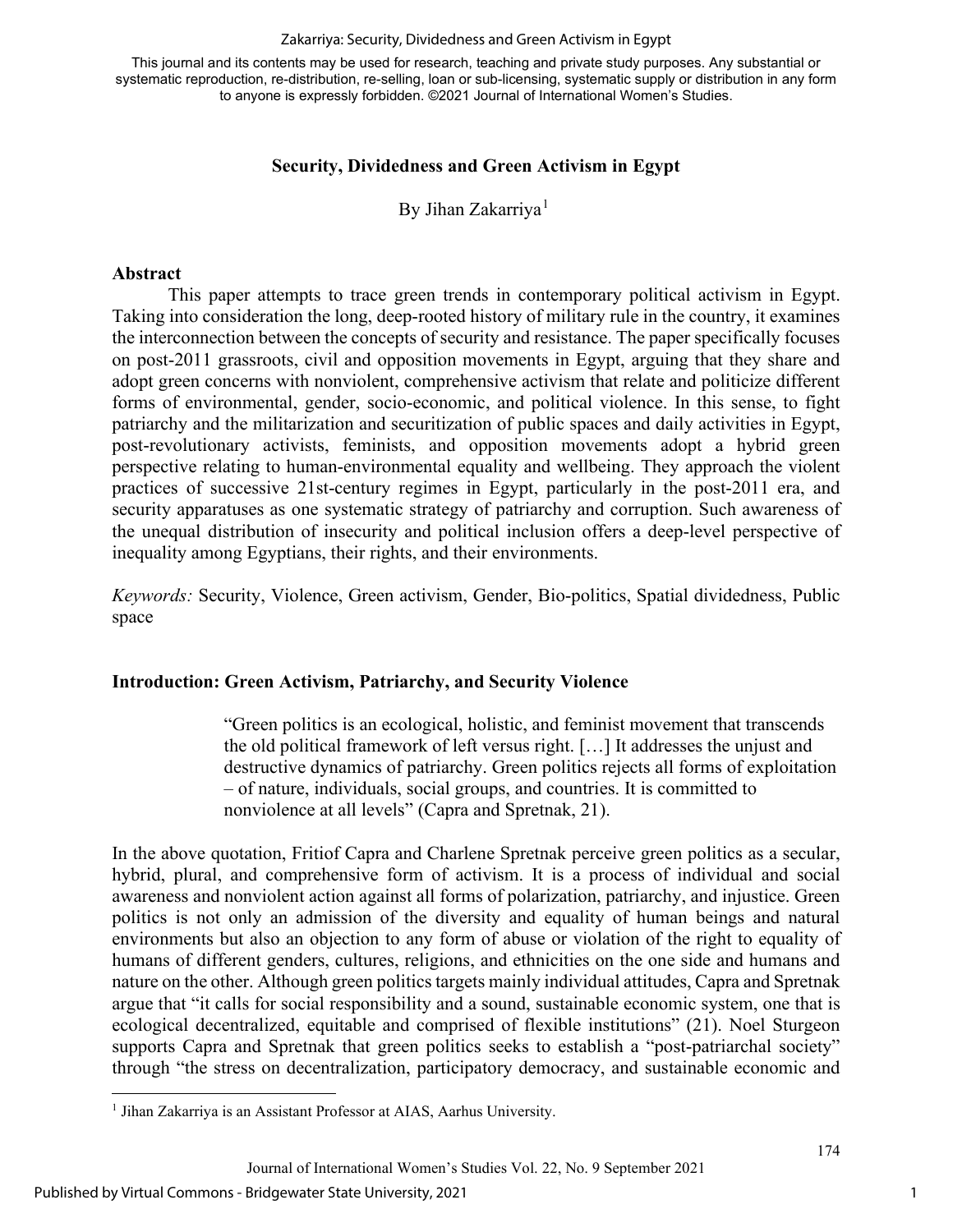# Security, Dividedness and Green Activism in Egypt

By Jihan Zakarriya[1]

## Abstract

This paper attempts to trace green trends in contemporary political activism in Egypt. Taking into consideration the long, deep-rooted history of military rule in the country, it examines the interconnection between the concepts of security and resistance. The paper specifically focuses on post-2011 grassroots, civil and opposition movements in Egypt, arguing that they share and adopt green concerns with nonviolent, comprehensive activism that relate and politicize different forms of environmental, gender, socio-economic, and political violence. In this sense, to fight patriarchy and the militarization and securitization of public spaces and daily activities in Egypt, post-revolutionary activists, feminists, and opposition movements adopt a hybrid green perspective relating to human-environmental equality and wellbeing. They approach the violent practices of successive 21st-century regimes in Egypt, particularly in the post-2011 era, and security apparatuses as one systematic strategy of patriarchy and corruption. Such awareness of the unequal distribution of insecurity and political inclusion offers a deep-level perspective of inequality among Egyptians, their rights, and their environments.

*Keywords:* Security, Violence, Green activism, Gender, Bio-politics, Spatial dividedness, Public space

## Introduction: Green Activism, Patriarchy, and Security Violence

> "Green politics is an ecological, holistic, and feminist movement that transcends the old political framework of left versus right. […] It addresses the unjust and destructive dynamics of patriarchy. Green politics rejects all forms of exploitation – of nature, individuals, social groups, and countries. It is committed to nonviolence at all levels" (Capra and Spretnak, 21).

In the above quotation, Fritiof Capra and Charlene Spretnak perceive green politics as a secular, hybrid, plural, and comprehensive form of activism. It is a process of individual and social awareness and nonviolent action against all forms of polarization, patriarchy, and injustice. Green politics is not only an admission of the diversity and equality of human beings and natural environments but also an objection to any form of abuse or violation of the right to equality of humans of different genders, cultures, religions, and ethnicities on the one side and humans and nature on the other. Although green politics targets mainly individual attitudes, Capra and Spretnak argue that "it calls for social responsibility and a sound, sustainable economic system, one that is ecological decentralized, equitable and comprised of flexible institutions" (21). Noel Sturgeon supports Capra and Spretnak that green politics seeks to establish a "post-patriarchal society" through "the stress on decentralization, participatory democracy, and sustainable economic and

---

[1] Jihan Zakarriya is an Assistant Professor at AIAS, Aarhus University.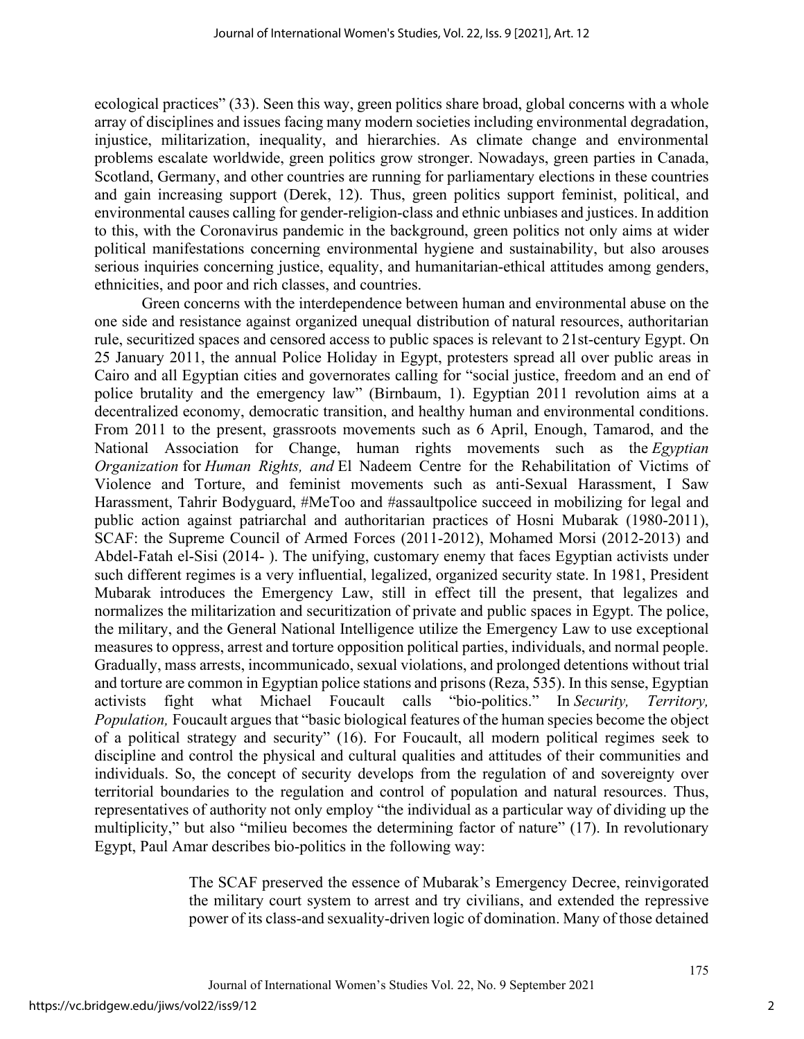ecological practices" (33). Seen this way, green politics share broad, global concerns with a whole array of disciplines and issues facing many modern societies including environmental degradation, injustice, militarization, inequality, and hierarchies. As climate change and environmental problems escalate worldwide, green politics grow stronger. Nowadays, green parties in Canada, Scotland, Germany, and other countries are running for parliamentary elections in these countries and gain increasing support (Derek, 12). Thus, green politics support feminist, political, and environmental causes calling for gender-religion-class and ethnic unbiases and justices. In addition to this, with the Coronavirus pandemic in the background, green politics not only aims at wider political manifestations concerning environmental hygiene and sustainability, but also arouses serious inquiries concerning justice, equality, and humanitarian-ethical attitudes among genders, ethnicities, and poor and rich classes, and countries.

Green concerns with the interdependence between human and environmental abuse on the one side and resistance against organized unequal distribution of natural resources, authoritarian rule, securitized spaces and censored access to public spaces is relevant to 21st-century Egypt. On 25 January 2011, the annual Police Holiday in Egypt, protesters spread all over public areas in Cairo and all Egyptian cities and governorates calling for "social justice, freedom and an end of police brutality and the emergency law" (Birnbaum, 1). Egyptian 2011 revolution aims at a decentralized economy, democratic transition, and healthy human and environmental conditions. From 2011 to the present, grassroots movements such as 6 April, Enough, Tamarod, and the National Association for Change, human rights movements such as the *Egyptian Organization* for *Human Rights, and* El Nadeem Centre for the Rehabilitation of Victims of Violence and Torture, and feminist movements such as anti-Sexual Harassment, I Saw Harassment, Tahrir Bodyguard, #MeToo and #assaultpolice succeed in mobilizing for legal and public action against patriarchal and authoritarian practices of Hosni Mubarak (1980-2011), SCAF: the Supreme Council of Armed Forces (2011-2012), Mohamed Morsi (2012-2013) and Abdel-Fatah el-Sisi (2014- ). The unifying, customary enemy that faces Egyptian activists under such different regimes is a very influential, legalized, organized security state. In 1981, President Mubarak introduces the Emergency Law, still in effect till the present, that legalizes and normalizes the militarization and securitization of private and public spaces in Egypt. The police, the military, and the General National Intelligence utilize the Emergency Law to use exceptional measures to oppress, arrest and torture opposition political parties, individuals, and normal people. Gradually, mass arrests, incommunicado, sexual violations, and prolonged detentions without trial and torture are common in Egyptian police stations and prisons (Reza, 535). In this sense, Egyptian activists fight what Michael Foucault calls "bio-politics." In *Security, Territory, Population,* Foucault argues that "basic biological features of the human species become the object of a political strategy and security" (16). For Foucault, all modern political regimes seek to discipline and control the physical and cultural qualities and attitudes of their communities and individuals. So, the concept of security develops from the regulation of and sovereignty over territorial boundaries to the regulation and control of population and natural resources. Thus, representatives of authority not only employ "the individual as a particular way of dividing up the multiplicity," but also "milieu becomes the determining factor of nature" (17). In revolutionary Egypt, Paul Amar describes bio-politics in the following way:

> The SCAF preserved the essence of Mubarak's Emergency Decree, reinvigorated the military court system to arrest and try civilians, and extended the repressive power of its class-and sexuality-driven logic of domination. Many of those detained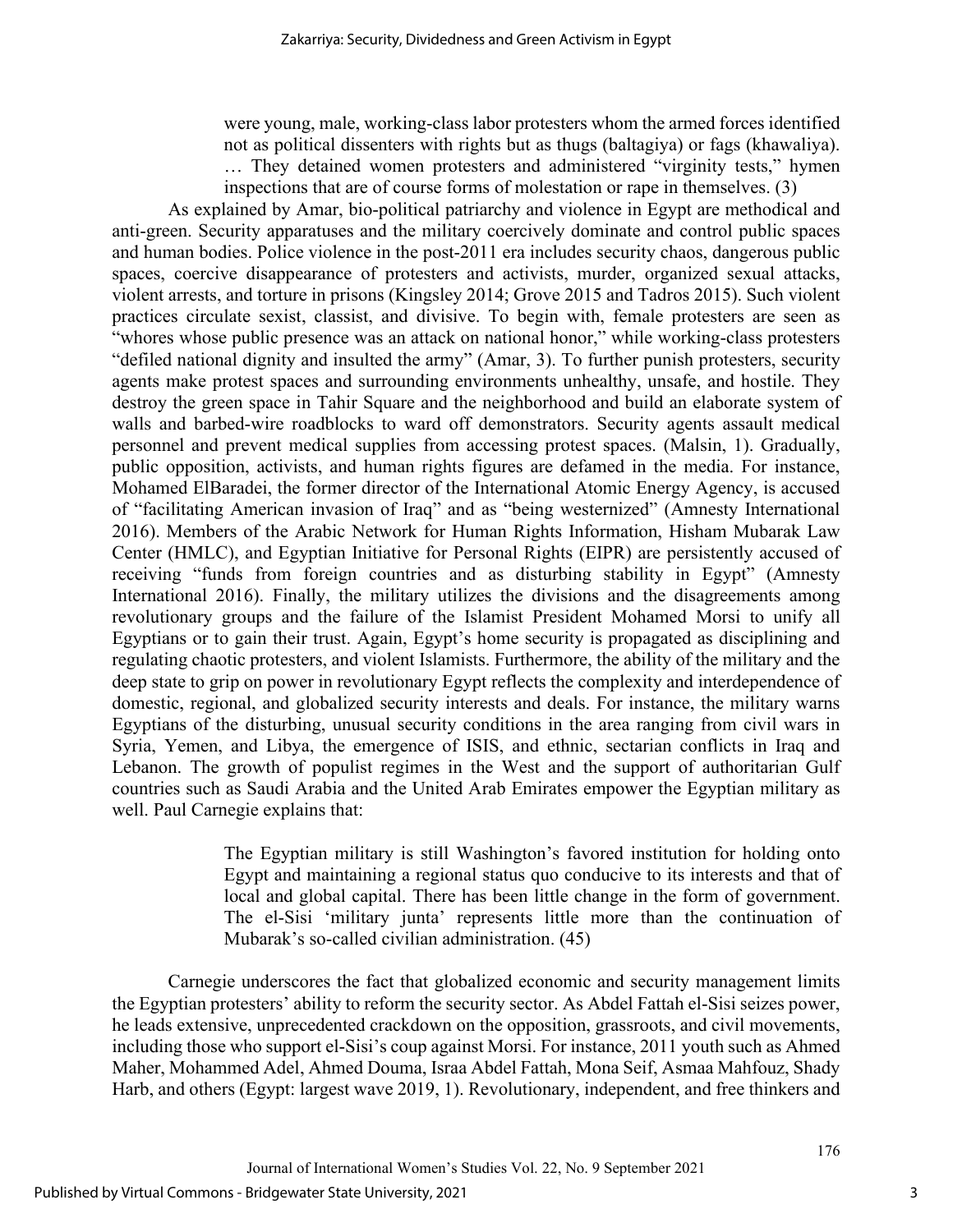> were young, male, working-class labor protesters whom the armed forces identified not as political dissenters with rights but as thugs (baltagiya) or fags (khawaliya). … They detained women protesters and administered "virginity tests," hymen inspections that are of course forms of molestation or rape in themselves. (3)

As explained by Amar, bio-political patriarchy and violence in Egypt are methodical and anti-green. Security apparatuses and the military coercively dominate and control public spaces and human bodies. Police violence in the post-2011 era includes security chaos, dangerous public spaces, coercive disappearance of protesters and activists, murder, organized sexual attacks, violent arrests, and torture in prisons (Kingsley 2014; Grove 2015 and Tadros 2015). Such violent practices circulate sexist, classist, and divisive. To begin with, female protesters are seen as "whores whose public presence was an attack on national honor," while working-class protesters "defiled national dignity and insulted the army" (Amar, 3). To further punish protesters, security agents make protest spaces and surrounding environments unhealthy, unsafe, and hostile. They destroy the green space in Tahir Square and the neighborhood and build an elaborate system of walls and barbed-wire roadblocks to ward off demonstrators. Security agents assault medical personnel and prevent medical supplies from accessing protest spaces. (Malsin, 1). Gradually, public opposition, activists, and human rights figures are defamed in the media. For instance, Mohamed ElBaradei, the former director of the International Atomic Energy Agency, is accused of "facilitating American invasion of Iraq" and as "being westernized" (Amnesty International 2016). Members of the Arabic Network for Human Rights Information, Hisham Mubarak Law Center (HMLC), and Egyptian Initiative for Personal Rights (EIPR) are persistently accused of receiving "funds from foreign countries and as disturbing stability in Egypt" (Amnesty International 2016). Finally, the military utilizes the divisions and the disagreements among revolutionary groups and the failure of the Islamist President Mohamed Morsi to unify all Egyptians or to gain their trust. Again, Egypt's home security is propagated as disciplining and regulating chaotic protesters, and violent Islamists. Furthermore, the ability of the military and the deep state to grip on power in revolutionary Egypt reflects the complexity and interdependence of domestic, regional, and globalized security interests and deals. For instance, the military warns Egyptians of the disturbing, unusual security conditions in the area ranging from civil wars in Syria, Yemen, and Libya, the emergence of ISIS, and ethnic, sectarian conflicts in Iraq and Lebanon. The growth of populist regimes in the West and the support of authoritarian Gulf countries such as Saudi Arabia and the United Arab Emirates empower the Egyptian military as well. Paul Carnegie explains that:

> The Egyptian military is still Washington's favored institution for holding onto Egypt and maintaining a regional status quo conducive to its interests and that of local and global capital. There has been little change in the form of government. The el-Sisi 'military junta' represents little more than the continuation of Mubarak's so-called civilian administration. (45)

Carnegie underscores the fact that globalized economic and security management limits the Egyptian protesters' ability to reform the security sector. As Abdel Fattah el-Sisi seizes power, he leads extensive, unprecedented crackdown on the opposition, grassroots, and civil movements, including those who support el-Sisi's coup against Morsi. For instance, 2011 youth such as Ahmed Maher, Mohammed Adel, Ahmed Douma, Israa Abdel Fattah, Mona Seif, Asmaa Mahfouz, Shady Harb, and others (Egypt: largest wave 2019, 1). Revolutionary, independent, and free thinkers and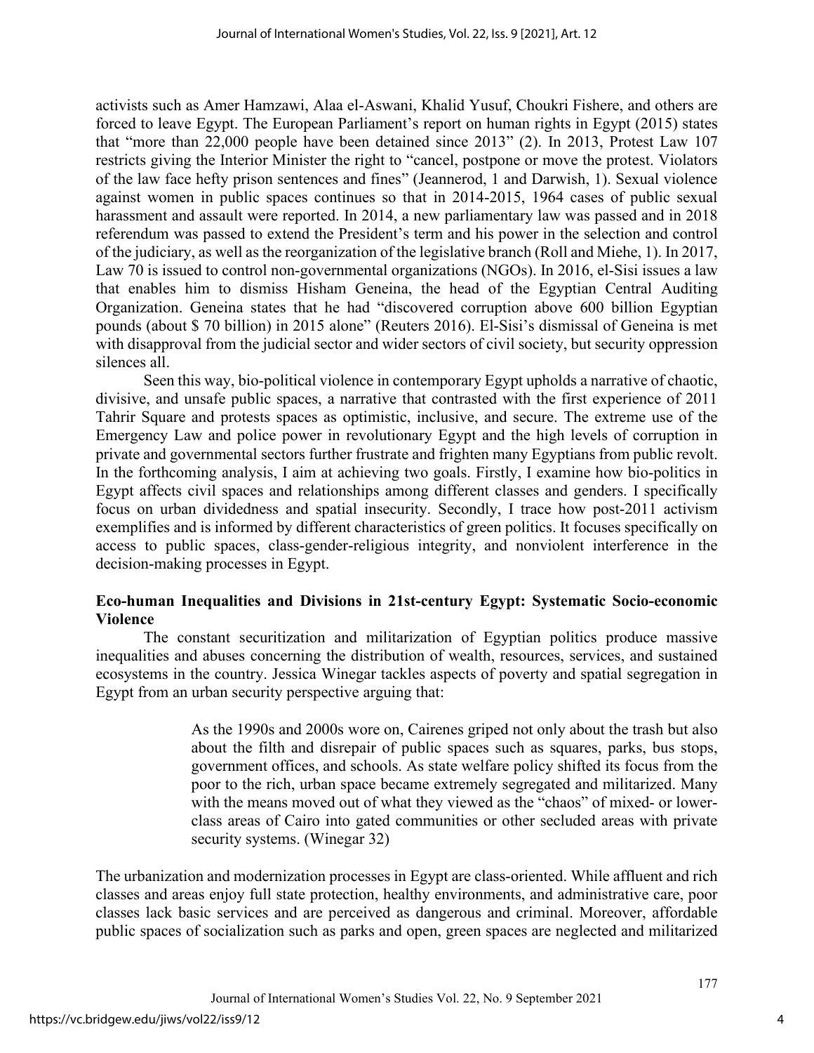activists such as Amer Hamzawi, Alaa el-Aswani, Khalid Yusuf, Choukri Fishere, and others are forced to leave Egypt. The European Parliament's report on human rights in Egypt (2015) states that "more than 22,000 people have been detained since 2013" (2). In 2013, Protest Law 107 restricts giving the Interior Minister the right to "cancel, postpone or move the protest. Violators of the law face hefty prison sentences and fines" (Jeannerod, 1 and Darwish, 1). Sexual violence against women in public spaces continues so that in 2014-2015, 1964 cases of public sexual harassment and assault were reported. In 2014, a new parliamentary law was passed and in 2018 referendum was passed to extend the President's term and his power in the selection and control of the judiciary, as well as the reorganization of the legislative branch (Roll and Miehe, 1). In 2017, Law 70 is issued to control non-governmental organizations (NGOs). In 2016, el-Sisi issues a law that enables him to dismiss Hisham Geneina, the head of the Egyptian Central Auditing Organization. Geneina states that he had "discovered corruption above 600 billion Egyptian pounds (about $ 70 billion) in 2015 alone" (Reuters 2016). El-Sisi's dismissal of Geneina is met with disapproval from the judicial sector and wider sectors of civil society, but security oppression silences all.

Seen this way, bio-political violence in contemporary Egypt upholds a narrative of chaotic, divisive, and unsafe public spaces, a narrative that contrasted with the first experience of 2011 Tahrir Square and protests spaces as optimistic, inclusive, and secure. The extreme use of the Emergency Law and police power in revolutionary Egypt and the high levels of corruption in private and governmental sectors further frustrate and frighten many Egyptians from public revolt. In the forthcoming analysis, I aim at achieving two goals. Firstly, I examine how bio-politics in Egypt affects civil spaces and relationships among different classes and genders. I specifically focus on urban dividedness and spatial insecurity. Secondly, I trace how post-2011 activism exemplifies and is informed by different characteristics of green politics. It focuses specifically on access to public spaces, class-gender-religious integrity, and nonviolent interference in the decision-making processes in Egypt.

## Eco-human Inequalities and Divisions in 21st-century Egypt: Systematic Socio-economic Violence

The constant securitization and militarization of Egyptian politics produce massive inequalities and abuses concerning the distribution of wealth, resources, services, and sustained ecosystems in the country. Jessica Winegar tackles aspects of poverty and spatial segregation in Egypt from an urban security perspective arguing that:

> As the 1990s and 2000s wore on, Cairenes griped not only about the trash but also about the filth and disrepair of public spaces such as squares, parks, bus stops, government offices, and schools. As state welfare policy shifted its focus from the poor to the rich, urban space became extremely segregated and militarized. Many with the means moved out of what they viewed as the "chaos" of mixed- or lower-class areas of Cairo into gated communities or other secluded areas with private security systems. (Winegar 32)

The urbanization and modernization processes in Egypt are class-oriented. While affluent and rich classes and areas enjoy full state protection, healthy environments, and administrative care, poor classes lack basic services and are perceived as dangerous and criminal. Moreover, affordable public spaces of socialization such as parks and open, green spaces are neglected and militarized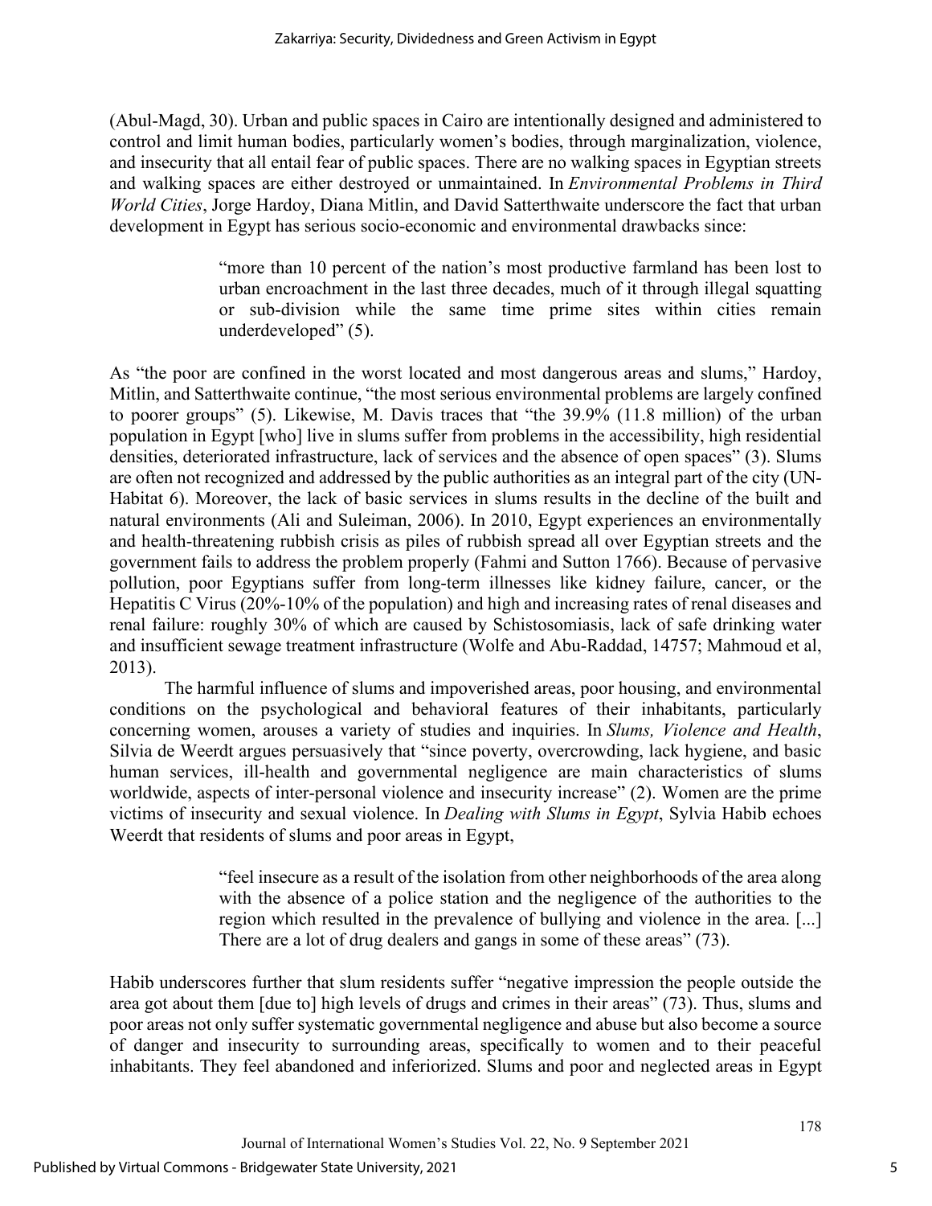(Abul-Magd, 30). Urban and public spaces in Cairo are intentionally designed and administered to control and limit human bodies, particularly women's bodies, through marginalization, violence, and insecurity that all entail fear of public spaces. There are no walking spaces in Egyptian streets and walking spaces are either destroyed or unmaintained. In *Environmental Problems in Third World Cities*, Jorge Hardoy, Diana Mitlin, and David Satterthwaite underscore the fact that urban development in Egypt has serious socio-economic and environmental drawbacks since:

> "more than 10 percent of the nation's most productive farmland has been lost to urban encroachment in the last three decades, much of it through illegal squatting or sub-division while the same time prime sites within cities remain underdeveloped" (5).

As "the poor are confined in the worst located and most dangerous areas and slums," Hardoy, Mitlin, and Satterthwaite continue, "the most serious environmental problems are largely confined to poorer groups" (5). Likewise, M. Davis traces that "the 39.9% (11.8 million) of the urban population in Egypt [who] live in slums suffer from problems in the accessibility, high residential densities, deteriorated infrastructure, lack of services and the absence of open spaces" (3). Slums are often not recognized and addressed by the public authorities as an integral part of the city (UN-Habitat 6). Moreover, the lack of basic services in slums results in the decline of the built and natural environments (Ali and Suleiman, 2006). In 2010, Egypt experiences an environmentally and health-threatening rubbish crisis as piles of rubbish spread all over Egyptian streets and the government fails to address the problem properly (Fahmi and Sutton 1766). Because of pervasive pollution, poor Egyptians suffer from long-term illnesses like kidney failure, cancer, or the Hepatitis C Virus (20%-10% of the population) and high and increasing rates of renal diseases and renal failure: roughly 30% of which are caused by Schistosomiasis, lack of safe drinking water and insufficient sewage treatment infrastructure (Wolfe and Abu-Raddad, 14757; Mahmoud et al, 2013).

The harmful influence of slums and impoverished areas, poor housing, and environmental conditions on the psychological and behavioral features of their inhabitants, particularly concerning women, arouses a variety of studies and inquiries. In *Slums, Violence and Health*, Silvia de Weerdt argues persuasively that "since poverty, overcrowding, lack hygiene, and basic human services, ill-health and governmental negligence are main characteristics of slums worldwide, aspects of inter-personal violence and insecurity increase" (2). Women are the prime victims of insecurity and sexual violence. In *Dealing with Slums in Egypt*, Sylvia Habib echoes Weerdt that residents of slums and poor areas in Egypt,

> "feel insecure as a result of the isolation from other neighborhoods of the area along with the absence of a police station and the negligence of the authorities to the region which resulted in the prevalence of bullying and violence in the area. [...] There are a lot of drug dealers and gangs in some of these areas" (73).

Habib underscores further that slum residents suffer "negative impression the people outside the area got about them [due to] high levels of drugs and crimes in their areas" (73). Thus, slums and poor areas not only suffer systematic governmental negligence and abuse but also become a source of danger and insecurity to surrounding areas, specifically to women and to their peaceful inhabitants. They feel abandoned and inferiorized. Slums and poor and neglected areas in Egypt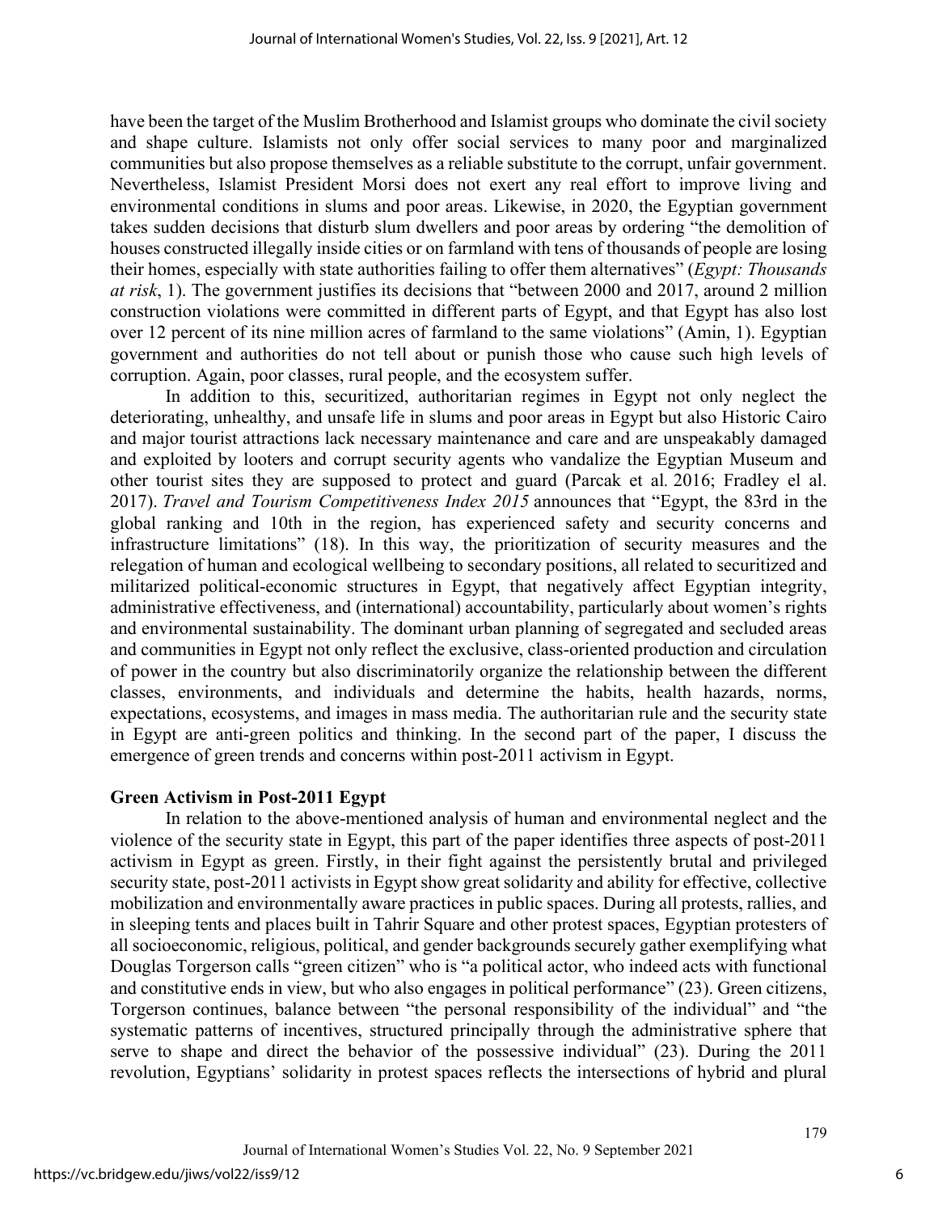have been the target of the Muslim Brotherhood and Islamist groups who dominate the civil society and shape culture. Islamists not only offer social services to many poor and marginalized communities but also propose themselves as a reliable substitute to the corrupt, unfair government. Nevertheless, Islamist President Morsi does not exert any real effort to improve living and environmental conditions in slums and poor areas. Likewise, in 2020, the Egyptian government takes sudden decisions that disturb slum dwellers and poor areas by ordering "the demolition of houses constructed illegally inside cities or on farmland with tens of thousands of people are losing their homes, especially with state authorities failing to offer them alternatives" (*Egypt: Thousands at risk*, 1). The government justifies its decisions that "between 2000 and 2017, around 2 million construction violations were committed in different parts of Egypt, and that Egypt has also lost over 12 percent of its nine million acres of farmland to the same violations" (Amin, 1). Egyptian government and authorities do not tell about or punish those who cause such high levels of corruption. Again, poor classes, rural people, and the ecosystem suffer.

In addition to this, securitized, authoritarian regimes in Egypt not only neglect the deteriorating, unhealthy, and unsafe life in slums and poor areas in Egypt but also Historic Cairo and major tourist attractions lack necessary maintenance and care and are unspeakably damaged and exploited by looters and corrupt security agents who vandalize the Egyptian Museum and other tourist sites they are supposed to protect and guard (Parcak et al. 2016; Fradley el al. 2017). *Travel and Tourism Competitiveness Index 2015* announces that "Egypt, the 83rd in the global ranking and 10th in the region, has experienced safety and security concerns and infrastructure limitations" (18). In this way, the prioritization of security measures and the relegation of human and ecological wellbeing to secondary positions, all related to securitized and militarized political-economic structures in Egypt, that negatively affect Egyptian integrity, administrative effectiveness, and (international) accountability, particularly about women's rights and environmental sustainability. The dominant urban planning of segregated and secluded areas and communities in Egypt not only reflect the exclusive, class-oriented production and circulation of power in the country but also discriminatorily organize the relationship between the different classes, environments, and individuals and determine the habits, health hazards, norms, expectations, ecosystems, and images in mass media. The authoritarian rule and the security state in Egypt are anti-green politics and thinking. In the second part of the paper, I discuss the emergence of green trends and concerns within post-2011 activism in Egypt.

## Green Activism in Post-2011 Egypt

In relation to the above-mentioned analysis of human and environmental neglect and the violence of the security state in Egypt, this part of the paper identifies three aspects of post-2011 activism in Egypt as green. Firstly, in their fight against the persistently brutal and privileged security state, post-2011 activists in Egypt show great solidarity and ability for effective, collective mobilization and environmentally aware practices in public spaces. During all protests, rallies, and in sleeping tents and places built in Tahrir Square and other protest spaces, Egyptian protesters of all socioeconomic, religious, political, and gender backgrounds securely gather exemplifying what Douglas Torgerson calls "green citizen" who is "a political actor, who indeed acts with functional and constitutive ends in view, but who also engages in political performance" (23). Green citizens, Torgerson continues, balance between "the personal responsibility of the individual" and "the systematic patterns of incentives, structured principally through the administrative sphere that serve to shape and direct the behavior of the possessive individual" (23). During the 2011 revolution, Egyptians' solidarity in protest spaces reflects the intersections of hybrid and plural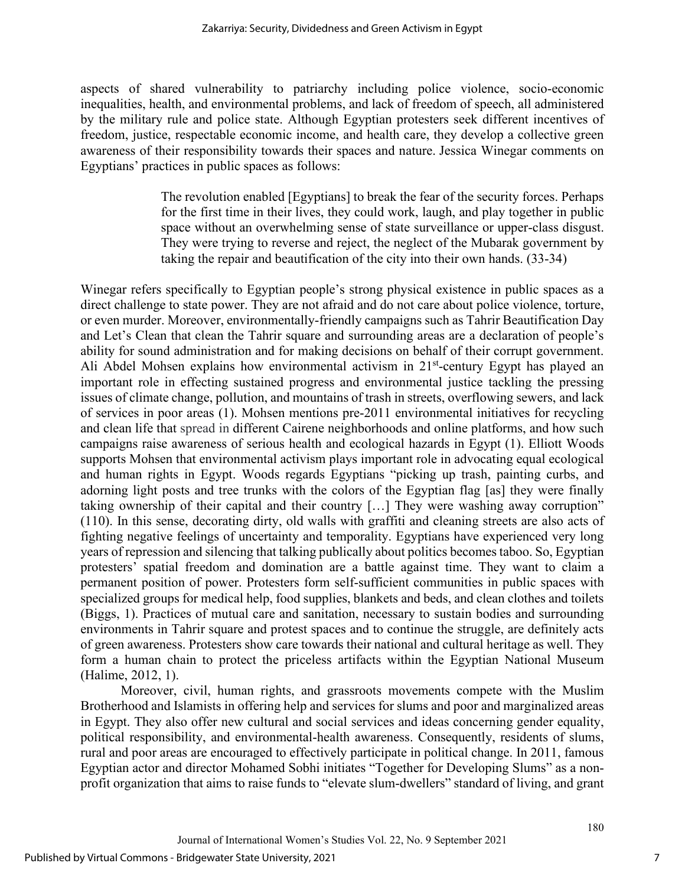aspects of shared vulnerability to patriarchy including police violence, socio-economic inequalities, health, and environmental problems, and lack of freedom of speech, all administered by the military rule and police state. Although Egyptian protesters seek different incentives of freedom, justice, respectable economic income, and health care, they develop a collective green awareness of their responsibility towards their spaces and nature. Jessica Winegar comments on Egyptians' practices in public spaces as follows:

> The revolution enabled [Egyptians] to break the fear of the security forces. Perhaps for the first time in their lives, they could work, laugh, and play together in public space without an overwhelming sense of state surveillance or upper-class disgust. They were trying to reverse and reject, the neglect of the Mubarak government by taking the repair and beautification of the city into their own hands. (33-34)

Winegar refers specifically to Egyptian people's strong physical existence in public spaces as a direct challenge to state power. They are not afraid and do not care about police violence, torture, or even murder. Moreover, environmentally-friendly campaigns such as Tahrir Beautification Day and Let's Clean that clean the Tahrir square and surrounding areas are a declaration of people's ability for sound administration and for making decisions on behalf of their corrupt government. Ali Abdel Mohsen explains how environmental activism in 21st-century Egypt has played an important role in effecting sustained progress and environmental justice tackling the pressing issues of climate change, pollution, and mountains of trash in streets, overflowing sewers, and lack of services in poor areas (1). Mohsen mentions pre-2011 environmental initiatives for recycling and clean life that spread in different Cairene neighborhoods and online platforms, and how such campaigns raise awareness of serious health and ecological hazards in Egypt (1). Elliott Woods supports Mohsen that environmental activism plays important role in advocating equal ecological and human rights in Egypt. Woods regards Egyptians "picking up trash, painting curbs, and adorning light posts and tree trunks with the colors of the Egyptian flag [as] they were finally taking ownership of their capital and their country […] They were washing away corruption" (110). In this sense, decorating dirty, old walls with graffiti and cleaning streets are also acts of fighting negative feelings of uncertainty and temporality. Egyptians have experienced very long years of repression and silencing that talking publically about politics becomes taboo. So, Egyptian protesters' spatial freedom and domination are a battle against time. They want to claim a permanent position of power. Protesters form self-sufficient communities in public spaces with specialized groups for medical help, food supplies, blankets and beds, and clean clothes and toilets (Biggs, 1). Practices of mutual care and sanitation, necessary to sustain bodies and surrounding environments in Tahrir square and protest spaces and to continue the struggle, are definitely acts of green awareness. Protesters show care towards their national and cultural heritage as well. They form a human chain to protect the priceless artifacts within the Egyptian National Museum (Halime, 2012, 1).

Moreover, civil, human rights, and grassroots movements compete with the Muslim Brotherhood and Islamists in offering help and services for slums and poor and marginalized areas in Egypt. They also offer new cultural and social services and ideas concerning gender equality, political responsibility, and environmental-health awareness. Consequently, residents of slums, rural and poor areas are encouraged to effectively participate in political change. In 2011, famous Egyptian actor and director Mohamed Sobhi initiates "Together for Developing Slums" as a non-profit organization that aims to raise funds to "elevate slum-dwellers" standard of living, and grant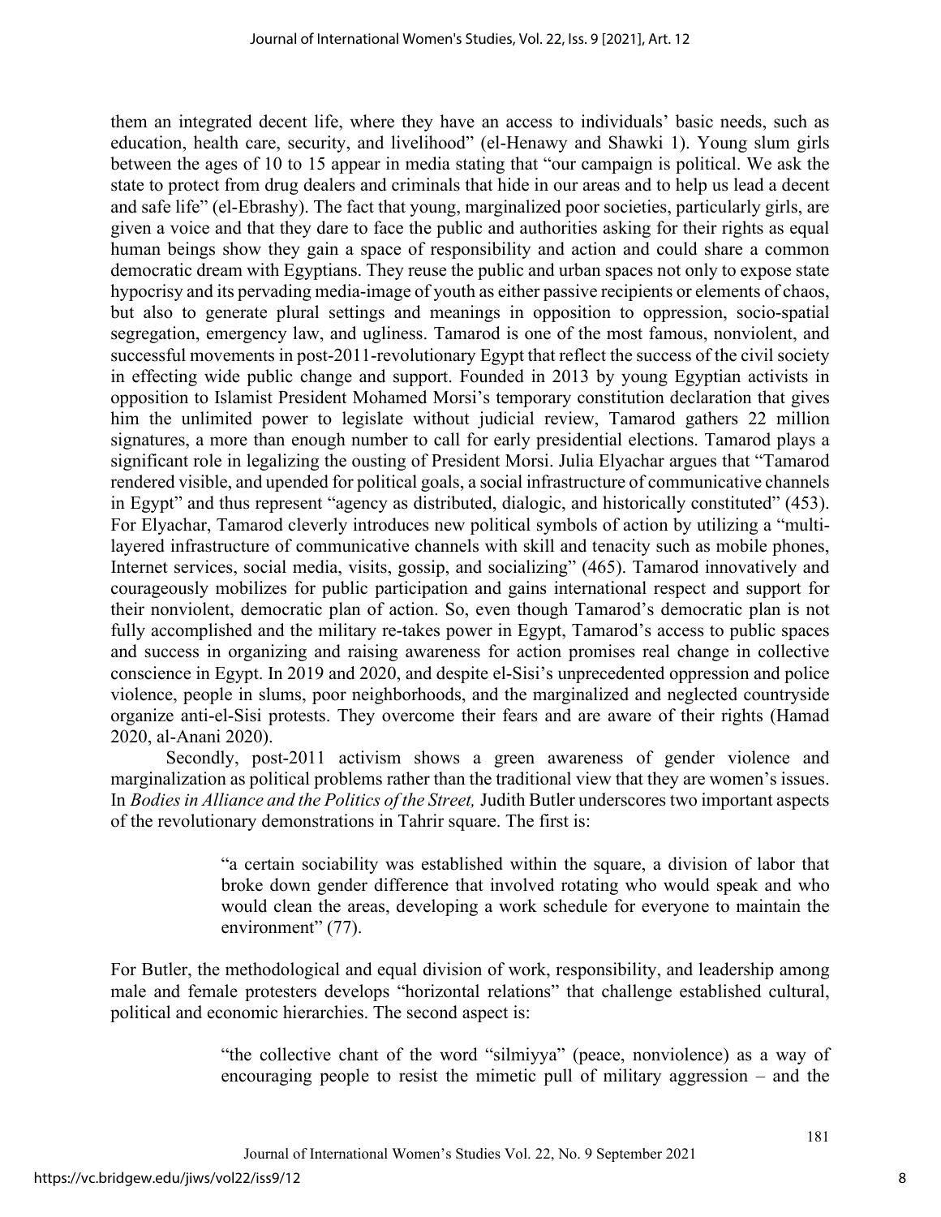them an integrated decent life, where they have an access to individuals' basic needs, such as education, health care, security, and livelihood" (el-Henawy and Shawki 1). Young slum girls between the ages of 10 to 15 appear in media stating that "our campaign is political. We ask the state to protect from drug dealers and criminals that hide in our areas and to help us lead a decent and safe life" (el-Ebrashy). The fact that young, marginalized poor societies, particularly girls, are given a voice and that they dare to face the public and authorities asking for their rights as equal human beings show they gain a space of responsibility and action and could share a common democratic dream with Egyptians. They reuse the public and urban spaces not only to expose state hypocrisy and its pervading media-image of youth as either passive recipients or elements of chaos, but also to generate plural settings and meanings in opposition to oppression, socio-spatial segregation, emergency law, and ugliness. Tamarod is one of the most famous, nonviolent, and successful movements in post-2011-revolutionary Egypt that reflect the success of the civil society in effecting wide public change and support. Founded in 2013 by young Egyptian activists in opposition to Islamist President Mohamed Morsi's temporary constitution declaration that gives him the unlimited power to legislate without judicial review, Tamarod gathers 22 million signatures, a more than enough number to call for early presidential elections. Tamarod plays a significant role in legalizing the ousting of President Morsi. Julia Elyachar argues that "Tamarod rendered visible, and upended for political goals, a social infrastructure of communicative channels in Egypt" and thus represent "agency as distributed, dialogic, and historically constituted" (453). For Elyachar, Tamarod cleverly introduces new political symbols of action by utilizing a "multi-layered infrastructure of communicative channels with skill and tenacity such as mobile phones, Internet services, social media, visits, gossip, and socializing" (465). Tamarod innovatively and courageously mobilizes for public participation and gains international respect and support for their nonviolent, democratic plan of action. So, even though Tamarod's democratic plan is not fully accomplished and the military re-takes power in Egypt, Tamarod's access to public spaces and success in organizing and raising awareness for action promises real change in collective conscience in Egypt. In 2019 and 2020, and despite el-Sisi's unprecedented oppression and police violence, people in slums, poor neighborhoods, and the marginalized and neglected countryside organize anti-el-Sisi protests. They overcome their fears and are aware of their rights (Hamad 2020, al-Anani 2020).

Secondly, post-2011 activism shows a green awareness of gender violence and marginalization as political problems rather than the traditional view that they are women's issues. In *Bodies in Alliance and the Politics of the Street,* Judith Butler underscores two important aspects of the revolutionary demonstrations in Tahrir square. The first is:

> "a certain sociability was established within the square, a division of labor that broke down gender difference that involved rotating who would speak and who would clean the areas, developing a work schedule for everyone to maintain the environment" (77).

For Butler, the methodological and equal division of work, responsibility, and leadership among male and female protesters develops "horizontal relations" that challenge established cultural, political and economic hierarchies. The second aspect is:

> "the collective chant of the word "silmiyya" (peace, nonviolence) as a way of encouraging people to resist the mimetic pull of military aggression – and the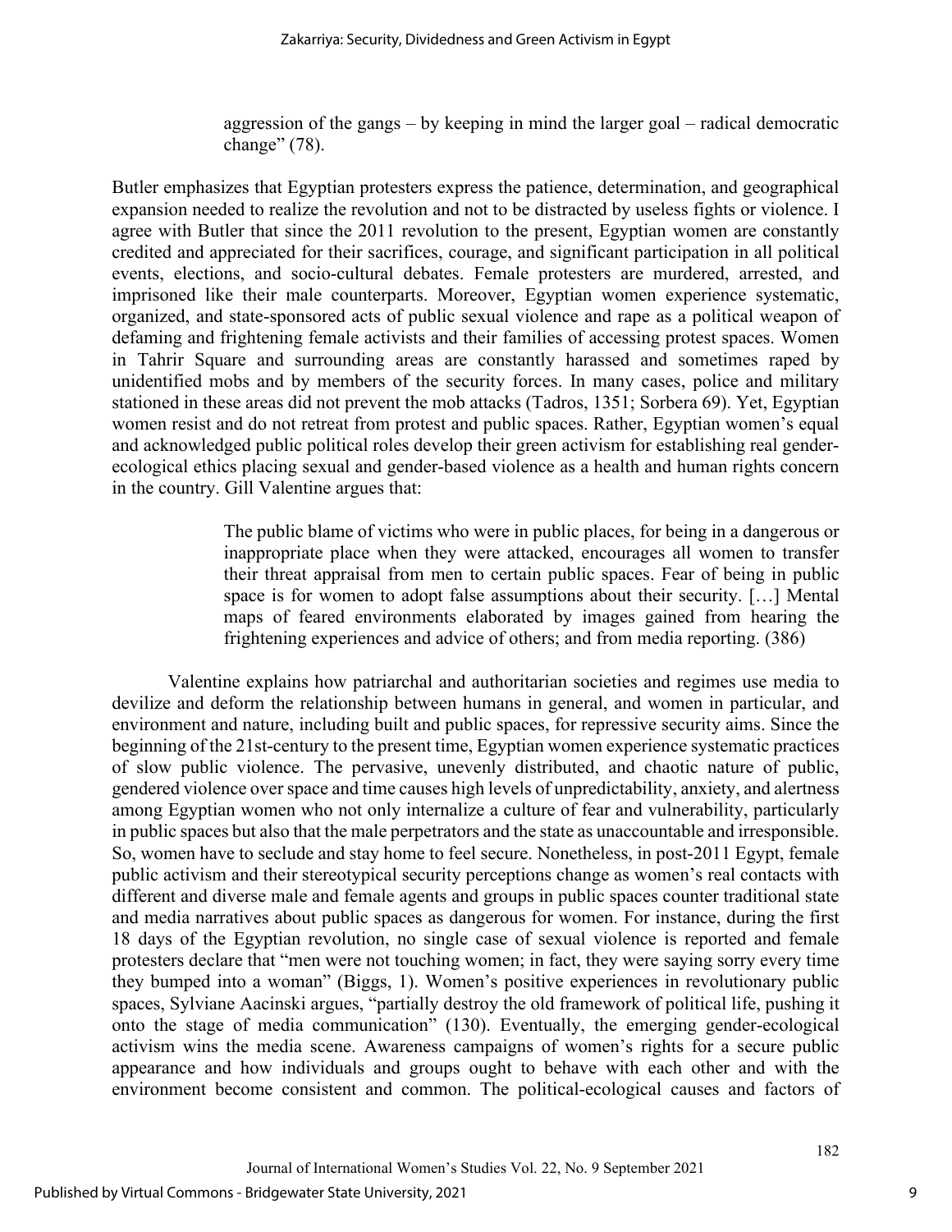> aggression of the gangs – by keeping in mind the larger goal – radical democratic change" (78).

Butler emphasizes that Egyptian protesters express the patience, determination, and geographical expansion needed to realize the revolution and not to be distracted by useless fights or violence. I agree with Butler that since the 2011 revolution to the present, Egyptian women are constantly credited and appreciated for their sacrifices, courage, and significant participation in all political events, elections, and socio-cultural debates. Female protesters are murdered, arrested, and imprisoned like their male counterparts. Moreover, Egyptian women experience systematic, organized, and state-sponsored acts of public sexual violence and rape as a political weapon of defaming and frightening female activists and their families of accessing protest spaces. Women in Tahrir Square and surrounding areas are constantly harassed and sometimes raped by unidentified mobs and by members of the security forces. In many cases, police and military stationed in these areas did not prevent the mob attacks (Tadros, 1351; Sorbera 69). Yet, Egyptian women resist and do not retreat from protest and public spaces. Rather, Egyptian women's equal and acknowledged public political roles develop their green activism for establishing real gender-ecological ethics placing sexual and gender-based violence as a health and human rights concern in the country. Gill Valentine argues that:

> The public blame of victims who were in public places, for being in a dangerous or inappropriate place when they were attacked, encourages all women to transfer their threat appraisal from men to certain public spaces. Fear of being in public space is for women to adopt false assumptions about their security. […] Mental maps of feared environments elaborated by images gained from hearing the frightening experiences and advice of others; and from media reporting. (386)

Valentine explains how patriarchal and authoritarian societies and regimes use media to devilize and deform the relationship between humans in general, and women in particular, and environment and nature, including built and public spaces, for repressive security aims. Since the beginning of the 21st-century to the present time, Egyptian women experience systematic practices of slow public violence. The pervasive, unevenly distributed, and chaotic nature of public, gendered violence over space and time causes high levels of unpredictability, anxiety, and alertness among Egyptian women who not only internalize a culture of fear and vulnerability, particularly in public spaces but also that the male perpetrators and the state as unaccountable and irresponsible. So, women have to seclude and stay home to feel secure. Nonetheless, in post-2011 Egypt, female public activism and their stereotypical security perceptions change as women's real contacts with different and diverse male and female agents and groups in public spaces counter traditional state and media narratives about public spaces as dangerous for women. For instance, during the first 18 days of the Egyptian revolution, no single case of sexual violence is reported and female protesters declare that "men were not touching women; in fact, they were saying sorry every time they bumped into a woman" (Biggs, 1). Women's positive experiences in revolutionary public spaces, Sylviane Aacinski argues, "partially destroy the old framework of political life, pushing it onto the stage of media communication" (130). Eventually, the emerging gender-ecological activism wins the media scene. Awareness campaigns of women's rights for a secure public appearance and how individuals and groups ought to behave with each other and with the environment become consistent and common. The political-ecological causes and factors of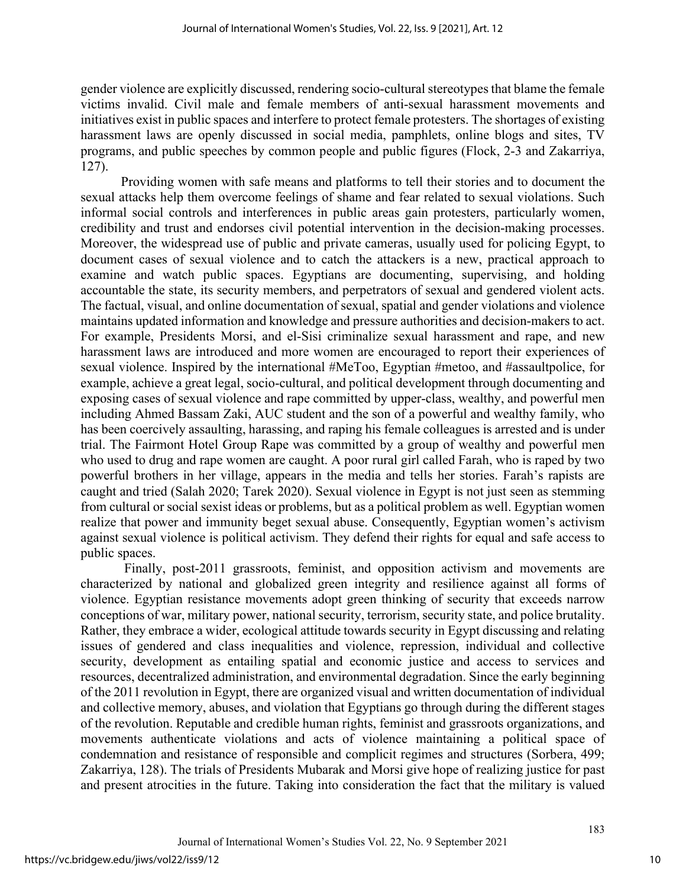gender violence are explicitly discussed, rendering socio-cultural stereotypes that blame the female victims invalid. Civil male and female members of anti-sexual harassment movements and initiatives exist in public spaces and interfere to protect female protesters. The shortages of existing harassment laws are openly discussed in social media, pamphlets, online blogs and sites, TV programs, and public speeches by common people and public figures (Flock, 2-3 and Zakarriya, 127).

Providing women with safe means and platforms to tell their stories and to document the sexual attacks help them overcome feelings of shame and fear related to sexual violations. Such informal social controls and interferences in public areas gain protesters, particularly women, credibility and trust and endorses civil potential intervention in the decision-making processes. Moreover, the widespread use of public and private cameras, usually used for policing Egypt, to document cases of sexual violence and to catch the attackers is a new, practical approach to examine and watch public spaces. Egyptians are documenting, supervising, and holding accountable the state, its security members, and perpetrators of sexual and gendered violent acts. The factual, visual, and online documentation of sexual, spatial and gender violations and violence maintains updated information and knowledge and pressure authorities and decision-makers to act. For example, Presidents Morsi, and el-Sisi criminalize sexual harassment and rape, and new harassment laws are introduced and more women are encouraged to report their experiences of sexual violence. Inspired by the international #MeToo, Egyptian #metoo, and #assaultpolice, for example, achieve a great legal, socio-cultural, and political development through documenting and exposing cases of sexual violence and rape committed by upper-class, wealthy, and powerful men including Ahmed Bassam Zaki, AUC student and the son of a powerful and wealthy family, who has been coercively assaulting, harassing, and raping his female colleagues is arrested and is under trial. The Fairmont Hotel Group Rape was committed by a group of wealthy and powerful men who used to drug and rape women are caught. A poor rural girl called Farah, who is raped by two powerful brothers in her village, appears in the media and tells her stories. Farah's rapists are caught and tried (Salah 2020; Tarek 2020). Sexual violence in Egypt is not just seen as stemming from cultural or social sexist ideas or problems, but as a political problem as well. Egyptian women realize that power and immunity beget sexual abuse. Consequently, Egyptian women's activism against sexual violence is political activism. They defend their rights for equal and safe access to public spaces.

Finally, post-2011 grassroots, feminist, and opposition activism and movements are characterized by national and globalized green integrity and resilience against all forms of violence. Egyptian resistance movements adopt green thinking of security that exceeds narrow conceptions of war, military power, national security, terrorism, security state, and police brutality. Rather, they embrace a wider, ecological attitude towards security in Egypt discussing and relating issues of gendered and class inequalities and violence, repression, individual and collective security, development as entailing spatial and economic justice and access to services and resources, decentralized administration, and environmental degradation. Since the early beginning of the 2011 revolution in Egypt, there are organized visual and written documentation of individual and collective memory, abuses, and violation that Egyptians go through during the different stages of the revolution. Reputable and credible human rights, feminist and grassroots organizations, and movements authenticate violations and acts of violence maintaining a political space of condemnation and resistance of responsible and complicit regimes and structures (Sorbera, 499; Zakarriya, 128). The trials of Presidents Mubarak and Morsi give hope of realizing justice for past and present atrocities in the future. Taking into consideration the fact that the military is valued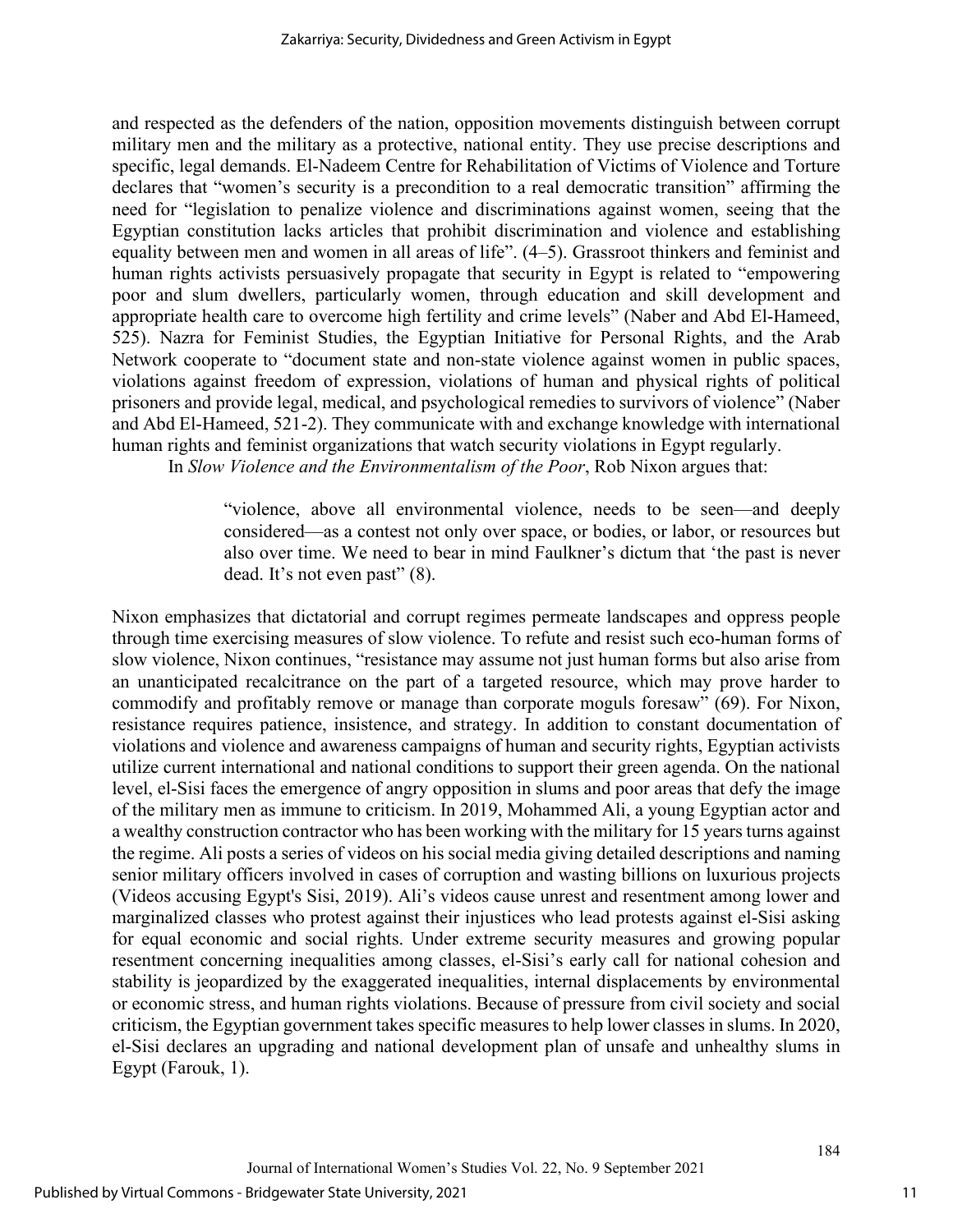and respected as the defenders of the nation, opposition movements distinguish between corrupt military men and the military as a protective, national entity. They use precise descriptions and specific, legal demands. El-Nadeem Centre for Rehabilitation of Victims of Violence and Torture declares that "women's security is a precondition to a real democratic transition" affirming the need for "legislation to penalize violence and discriminations against women, seeing that the Egyptian constitution lacks articles that prohibit discrimination and violence and establishing equality between men and women in all areas of life". (4–5). Grassroot thinkers and feminist and human rights activists persuasively propagate that security in Egypt is related to "empowering poor and slum dwellers, particularly women, through education and skill development and appropriate health care to overcome high fertility and crime levels" (Naber and Abd El-Hameed, 525). Nazra for Feminist Studies, the Egyptian Initiative for Personal Rights, and the Arab Network cooperate to "document state and non-state violence against women in public spaces, violations against freedom of expression, violations of human and physical rights of political prisoners and provide legal, medical, and psychological remedies to survivors of violence" (Naber and Abd El-Hameed, 521-2). They communicate with and exchange knowledge with international human rights and feminist organizations that watch security violations in Egypt regularly.

In *Slow Violence and the Environmentalism of the Poor*, Rob Nixon argues that:

> "violence, above all environmental violence, needs to be seen—and deeply considered—as a contest not only over space, or bodies, or labor, or resources but also over time. We need to bear in mind Faulkner's dictum that 'the past is never dead. It's not even past" (8).

Nixon emphasizes that dictatorial and corrupt regimes permeate landscapes and oppress people through time exercising measures of slow violence. To refute and resist such eco-human forms of slow violence, Nixon continues, "resistance may assume not just human forms but also arise from an unanticipated recalcitrance on the part of a targeted resource, which may prove harder to commodify and profitably remove or manage than corporate moguls foresaw" (69). For Nixon, resistance requires patience, insistence, and strategy. In addition to constant documentation of violations and violence and awareness campaigns of human and security rights, Egyptian activists utilize current international and national conditions to support their green agenda. On the national level, el-Sisi faces the emergence of angry opposition in slums and poor areas that defy the image of the military men as immune to criticism. In 2019, Mohammed Ali, a young Egyptian actor and a wealthy construction contractor who has been working with the military for 15 years turns against the regime. Ali posts a series of videos on his social media giving detailed descriptions and naming senior military officers involved in cases of corruption and wasting billions on luxurious projects (Videos accusing Egypt's Sisi, 2019). Ali's videos cause unrest and resentment among lower and marginalized classes who protest against their injustices who lead protests against el-Sisi asking for equal economic and social rights. Under extreme security measures and growing popular resentment concerning inequalities among classes, el-Sisi's early call for national cohesion and stability is jeopardized by the exaggerated inequalities, internal displacements by environmental or economic stress, and human rights violations. Because of pressure from civil society and social criticism, the Egyptian government takes specific measures to help lower classes in slums. In 2020, el-Sisi declares an upgrading and national development plan of unsafe and unhealthy slums in Egypt (Farouk, 1).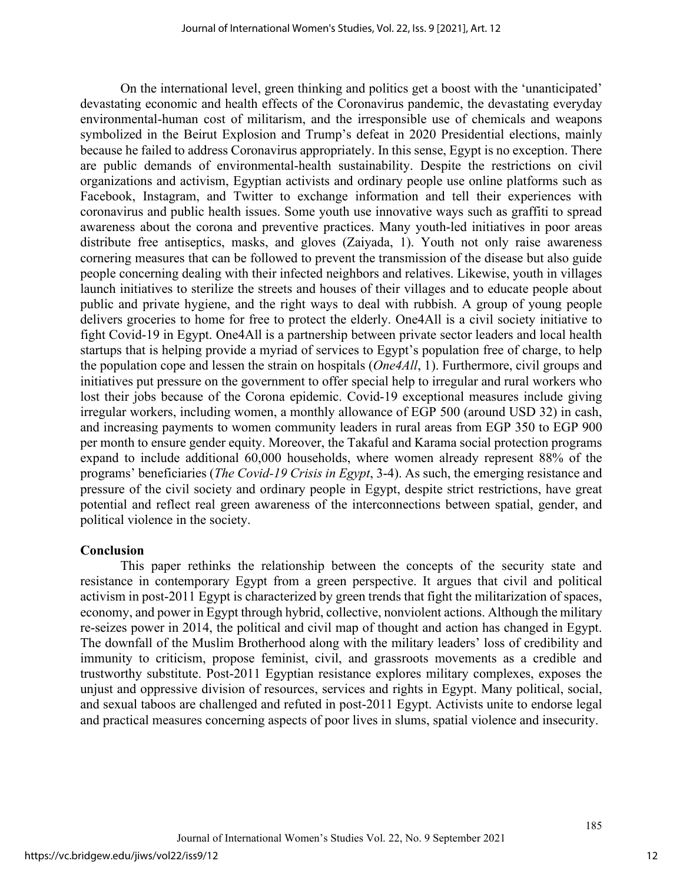On the international level, green thinking and politics get a boost with the 'unanticipated' devastating economic and health effects of the Coronavirus pandemic, the devastating everyday environmental-human cost of militarism, and the irresponsible use of chemicals and weapons symbolized in the Beirut Explosion and Trump's defeat in 2020 Presidential elections, mainly because he failed to address Coronavirus appropriately. In this sense, Egypt is no exception. There are public demands of environmental-health sustainability. Despite the restrictions on civil organizations and activism, Egyptian activists and ordinary people use online platforms such as Facebook, Instagram, and Twitter to exchange information and tell their experiences with coronavirus and public health issues. Some youth use innovative ways such as graffiti to spread awareness about the corona and preventive practices. Many youth-led initiatives in poor areas distribute free antiseptics, masks, and gloves (Zaiyada, 1). Youth not only raise awareness cornering measures that can be followed to prevent the transmission of the disease but also guide people concerning dealing with their infected neighbors and relatives. Likewise, youth in villages launch initiatives to sterilize the streets and houses of their villages and to educate people about public and private hygiene, and the right ways to deal with rubbish. A group of young people delivers groceries to home for free to protect the elderly. One4All is a civil society initiative to fight Covid-19 in Egypt. One4All is a partnership between private sector leaders and local health startups that is helping provide a myriad of services to Egypt's population free of charge, to help the population cope and lessen the strain on hospitals (*One4All*, 1). Furthermore, civil groups and initiatives put pressure on the government to offer special help to irregular and rural workers who lost their jobs because of the Corona epidemic. Covid-19 exceptional measures include giving irregular workers, including women, a monthly allowance of EGP 500 (around USD 32) in cash, and increasing payments to women community leaders in rural areas from EGP 350 to EGP 900 per month to ensure gender equity. Moreover, the Takaful and Karama social protection programs expand to include additional 60,000 households, where women already represent 88% of the programs' beneficiaries (*The Covid-19 Crisis in Egypt*, 3-4). As such, the emerging resistance and pressure of the civil society and ordinary people in Egypt, despite strict restrictions, have great potential and reflect real green awareness of the interconnections between spatial, gender, and political violence in the society.

## Conclusion

This paper rethinks the relationship between the concepts of the security state and resistance in contemporary Egypt from a green perspective. It argues that civil and political activism in post-2011 Egypt is characterized by green trends that fight the militarization of spaces, economy, and power in Egypt through hybrid, collective, nonviolent actions. Although the military re-seizes power in 2014, the political and civil map of thought and action has changed in Egypt. The downfall of the Muslim Brotherhood along with the military leaders' loss of credibility and immunity to criticism, propose feminist, civil, and grassroots movements as a credible and trustworthy substitute. Post-2011 Egyptian resistance explores military complexes, exposes the unjust and oppressive division of resources, services and rights in Egypt. Many political, social, and sexual taboos are challenged and refuted in post-2011 Egypt. Activists unite to endorse legal and practical measures concerning aspects of poor lives in slums, spatial violence and insecurity.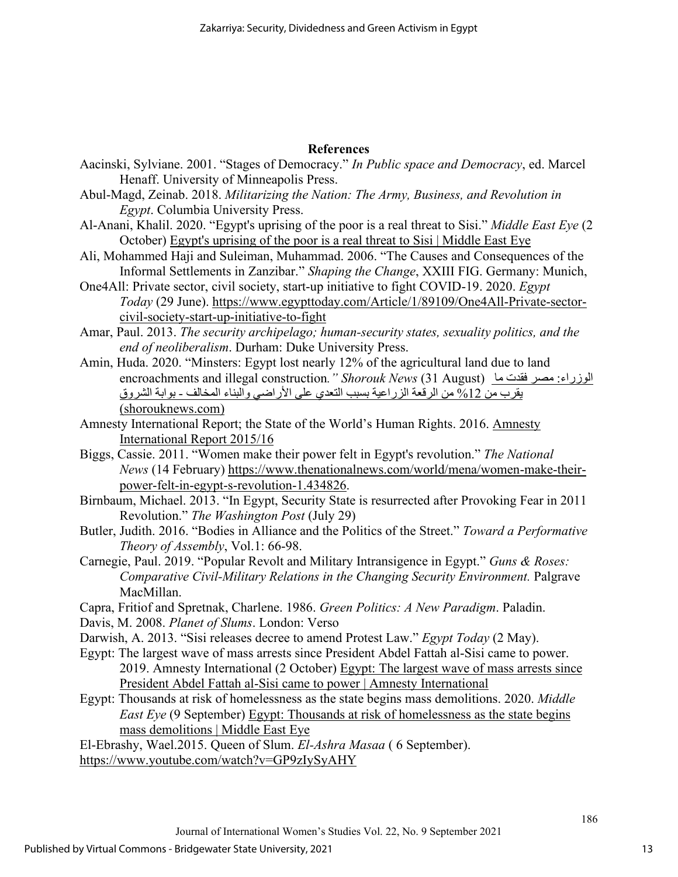## References

Aacinski, Sylviane. 2001. "Stages of Democracy." *In Public space and Democracy*, ed. Marcel Henaff. University of Minneapolis Press.

Abul-Magd, Zeinab. 2018. *Militarizing the Nation: The Army, Business, and Revolution in Egypt*. Columbia University Press.

Al-Anani, Khalil. 2020. "Egypt's uprising of the poor is a real threat to Sisi." *Middle East Eye* (2 October) Egypt's uprising of the poor is a real threat to Sisi | Middle East Eye

Ali, Mohammed Haji and Suleiman, Muhammad. 2006. "The Causes and Consequences of the Informal Settlements in Zanzibar." *Shaping the Change*, XXIII FIG. Germany: Munich,

One4All: Private sector, civil society, start-up initiative to fight COVID-19. 2020. *Egypt Today* (29 June). https://www.egypttoday.com/Article/1/89109/One4All-Private-sector-civil-society-start-up-initiative-to-fight

Amar, Paul. 2013. *The security archipelago; human-security states, sexuality politics, and the end of neoliberalism*. Durham: Duke University Press.

Amin, Huda. 2020. "Minsters: Egypt lost nearly 12% of the agricultural land due to land encroachments and illegal construction*." Shorouk News* (31 August) الوزراء: مصر فقدت ما يقرب من 12% من الرقعة الزراعية بسبب التعدي على الأراضي والبناء المخالف - بوابة الشروق (shorouknews.com)

Amnesty International Report; the State of the World's Human Rights. 2016. Amnesty International Report 2015/16

Biggs, Cassie. 2011. "Women make their power felt in Egypt's revolution." *The National News* (14 February) https://www.thenationalnews.com/world/mena/women-make-their-power-felt-in-egypt-s-revolution-1.434826.

Birnbaum, Michael. 2013. "In Egypt, Security State is resurrected after Provoking Fear in 2011 Revolution." *The Washington Post* (July 29)

Butler, Judith. 2016. "Bodies in Alliance and the Politics of the Street." *Toward a Performative Theory of Assembly*, Vol.1: 66-98.

Carnegie, Paul. 2019. "Popular Revolt and Military Intransigence in Egypt." *Guns & Roses: Comparative Civil-Military Relations in the Changing Security Environment.* Palgrave MacMillan.

Capra, Fritiof and Spretnak, Charlene. 1986. *Green Politics: A New Paradigm*. Paladin.

Davis, M. 2008. *Planet of Slums*. London: Verso

Darwish, A. 2013. "Sisi releases decree to amend Protest Law." *Egypt Today* (2 May).

Egypt: The largest wave of mass arrests since President Abdel Fattah al-Sisi came to power. 2019. Amnesty International (2 October) Egypt: The largest wave of mass arrests since President Abdel Fattah al-Sisi came to power | Amnesty International

Egypt: Thousands at risk of homelessness as the state begins mass demolitions. 2020. *Middle East Eye* (9 September) Egypt: Thousands at risk of homelessness as the state begins mass demolitions | Middle East Eye

El-Ebrashy, Wael.2015. Queen of Slum. *El-Ashra Masaa* ( 6 September). https://www.youtube.com/watch?v=GP9zIySyAHY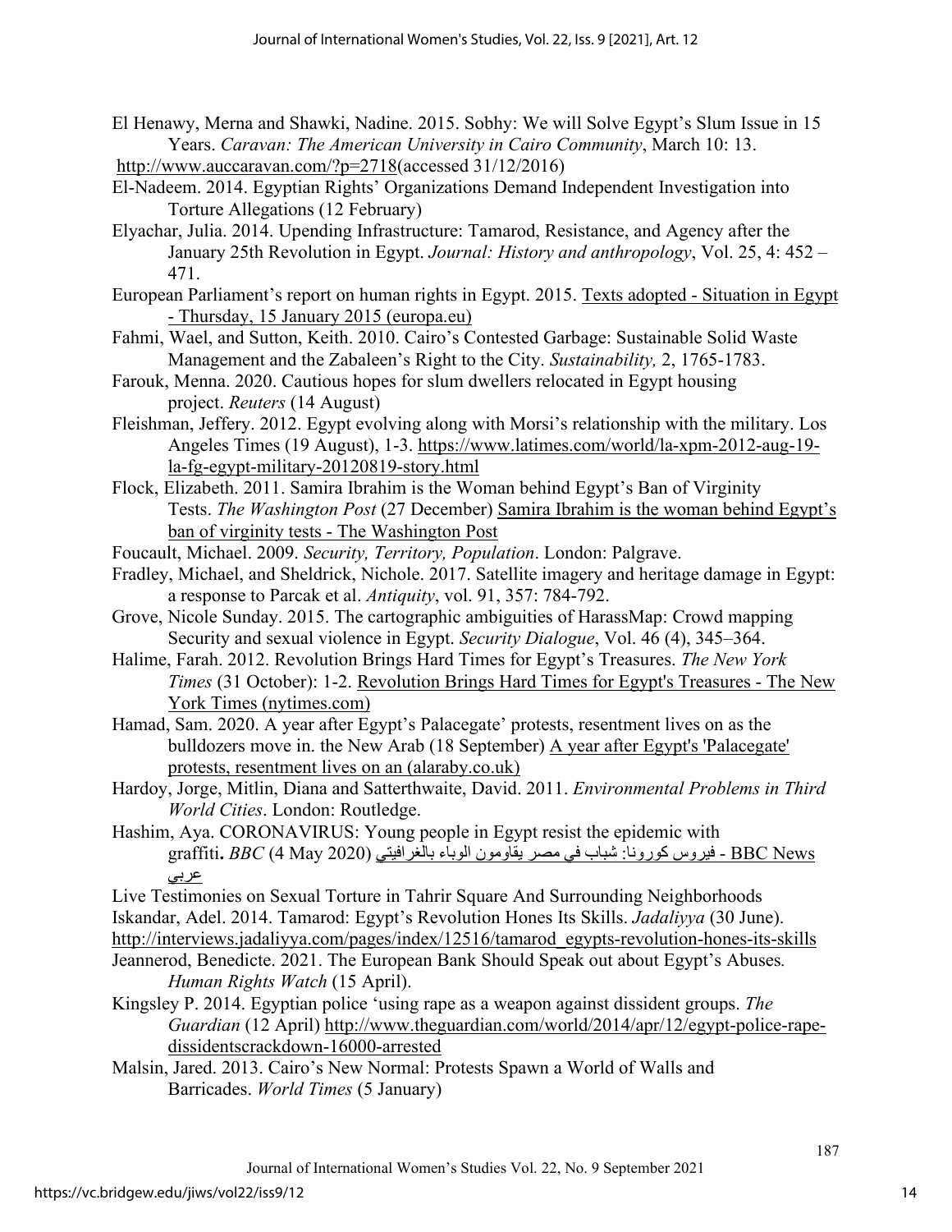El Henawy, Merna and Shawki, Nadine. 2015. Sobhy: We will Solve Egypt's Slum Issue in 15 Years. *Caravan: The American University in Cairo Community*, March 10: 13. http://www.auccaravan.com/?p=2718(accessed 31/12/2016)

El-Nadeem. 2014. Egyptian Rights' Organizations Demand Independent Investigation into Torture Allegations (12 February)

Elyachar, Julia. 2014. Upending Infrastructure: Tamarod, Resistance, and Agency after the January 25th Revolution in Egypt. *Journal: History and anthropology*, Vol. 25, 4: 452 – 471.

European Parliament's report on human rights in Egypt. 2015. Texts adopted - Situation in Egypt - Thursday, 15 January 2015 (europa.eu)

Fahmi, Wael, and Sutton, Keith. 2010. Cairo's Contested Garbage: Sustainable Solid Waste Management and the Zabaleen's Right to the City. *Sustainability,* 2, 1765-1783.

Farouk, Menna. 2020. Cautious hopes for slum dwellers relocated in Egypt housing project. *Reuters* (14 August)

Fleishman, Jeffery. 2012. Egypt evolving along with Morsi's relationship with the military. Los Angeles Times (19 August), 1-3. https://www.latimes.com/world/la-xpm-2012-aug-19-la-fg-egypt-military-20120819-story.html

Flock, Elizabeth. 2011. Samira Ibrahim is the Woman behind Egypt's Ban of Virginity Tests. *The Washington Post* (27 December) Samira Ibrahim is the woman behind Egypt's ban of virginity tests - The Washington Post

Foucault, Michael. 2009. *Security, Territory, Population*. London: Palgrave.

Fradley, Michael, and Sheldrick, Nichole. 2017. Satellite imagery and heritage damage in Egypt: a response to Parcak et al. *Antiquity*, vol. 91, 357: 784-792.

Grove, Nicole Sunday. 2015. The cartographic ambiguities of HarassMap: Crowd mapping Security and sexual violence in Egypt. *Security Dialogue*, Vol. 46 (4), 345–364.

Halime, Farah. 2012. Revolution Brings Hard Times for Egypt's Treasures. *The New York Times* (31 October): 1-2. Revolution Brings Hard Times for Egypt's Treasures - The New York Times (nytimes.com)

Hamad, Sam. 2020. A year after Egypt's Palacegate' protests, resentment lives on as the bulldozers move in. the New Arab (18 September) A year after Egypt's 'Palacegate' protests, resentment lives on an (alaraby.co.uk)

Hardoy, Jorge, Mitlin, Diana and Satterthwaite, David. 2011. *Environmental Problems in Third World Cities*. London: Routledge.

Hashim, Aya. CORONAVIRUS: Young people in Egypt resist the epidemic with graffiti**.** *BBC* (4 May 2020) فيروس كورونا: شباب في مصر يقاومون الوباء بالغرافيتي - BBC News عربي

Live Testimonies on Sexual Torture in Tahrir Square And Surrounding Neighborhoods

Iskandar, Adel. 2014. Tamarod: Egypt's Revolution Hones Its Skills. *Jadaliyya* (30 June). http://interviews.jadaliyya.com/pages/index/12516/tamarod_egypts-revolution-hones-its-skills

Jeannerod, Benedicte. 2021. The European Bank Should Speak out about Egypt's Abuses*. Human Rights Watch* (15 April).

Kingsley P. 2014. Egyptian police 'using rape as a weapon against dissident groups. *The Guardian* (12 April) http://www.theguardian.com/world/2014/apr/12/egypt-police-rape-dissidentscrackdown-16000-arrested

Malsin, Jared. 2013. Cairo's New Normal: Protests Spawn a World of Walls and Barricades. *World Times* (5 January)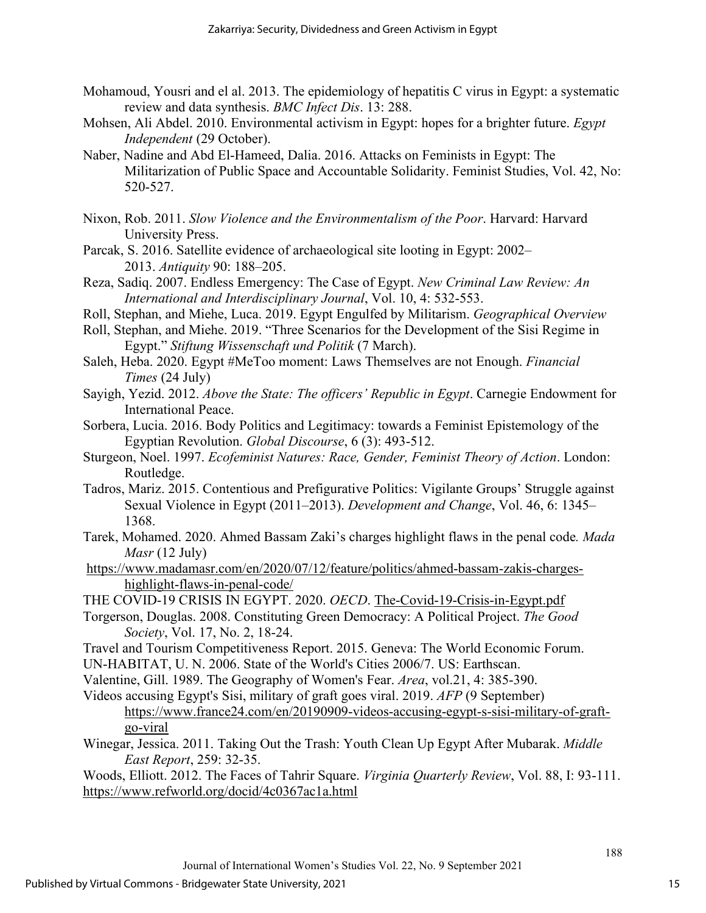Mohamoud, Yousri and el al. 2013. The epidemiology of hepatitis C virus in Egypt: a systematic review and data synthesis. *BMC Infect Dis*. 13: 288.

Mohsen, Ali Abdel. 2010. Environmental activism in Egypt: hopes for a brighter future. *Egypt Independent* (29 October).

Naber, Nadine and Abd El-Hameed, Dalia. 2016. Attacks on Feminists in Egypt: The Militarization of Public Space and Accountable Solidarity. Feminist Studies, Vol. 42, No: 520-527.

Nixon, Rob. 2011. *Slow Violence and the Environmentalism of the Poor*. Harvard: Harvard University Press.

Parcak, S. 2016. Satellite evidence of archaeological site looting in Egypt: 2002–2013. *Antiquity* 90: 188–205.

Reza, Sadiq. 2007. Endless Emergency: The Case of Egypt. *New Criminal Law Review: An International and Interdisciplinary Journal*, Vol. 10, 4: 532-553.

Roll, Stephan, and Miehe, Luca. 2019. Egypt Engulfed by Militarism. *Geographical Overview*

Roll, Stephan, and Miehe. 2019. "Three Scenarios for the Development of the Sisi Regime in Egypt." *Stiftung Wissenschaft und Politik* (7 March).

Saleh, Heba. 2020. Egypt #MeToo moment: Laws Themselves are not Enough. *Financial Times* (24 July)

Sayigh, Yezid. 2012. *Above the State: The officers' Republic in Egypt*. Carnegie Endowment for International Peace.

Sorbera, Lucia. 2016. Body Politics and Legitimacy: towards a Feminist Epistemology of the Egyptian Revolution. *Global Discourse*, 6 (3): 493-512.

Sturgeon, Noel. 1997. *Ecofeminist Natures: Race, Gender, Feminist Theory of Action*. London: Routledge.

Tadros, Mariz. 2015. Contentious and Prefigurative Politics: Vigilante Groups' Struggle against Sexual Violence in Egypt (2011–2013). *Development and Change*, Vol. 46, 6: 1345–1368.

Tarek, Mohamed. 2020. Ahmed Bassam Zaki's charges highlight flaws in the penal code. *Mada Masr* (12 July) https://www.madamasr.com/en/2020/07/12/feature/politics/ahmed-bassam-zakis-charges-highlight-flaws-in-penal-code/

THE COVID-19 CRISIS IN EGYPT. 2020. *OECD*. The-Covid-19-Crisis-in-Egypt.pdf

Torgerson, Douglas. 2008. Constituting Green Democracy: A Political Project. *The Good Society*, Vol. 17, No. 2, 18-24.

Travel and Tourism Competitiveness Report. 2015. Geneva: The World Economic Forum.

UN-HABITAT, U. N. 2006. State of the World's Cities 2006/7. US: Earthscan.

Valentine, Gill. 1989. The Geography of Women's Fear. *Area*, vol.21, 4: 385-390.

Videos accusing Egypt's Sisi, military of graft goes viral. 2019. *AFP* (9 September) https://www.france24.com/en/20190909-videos-accusing-egypt-s-sisi-military-of-graft-go-viral

Winegar, Jessica. 2011. Taking Out the Trash: Youth Clean Up Egypt After Mubarak. *Middle East Report*, 259: 32-35.

Woods, Elliott. 2012. The Faces of Tahrir Square. *Virginia Quarterly Review*, Vol. 88, I: 93-111. https://www.refworld.org/docid/4c0367ac1a.html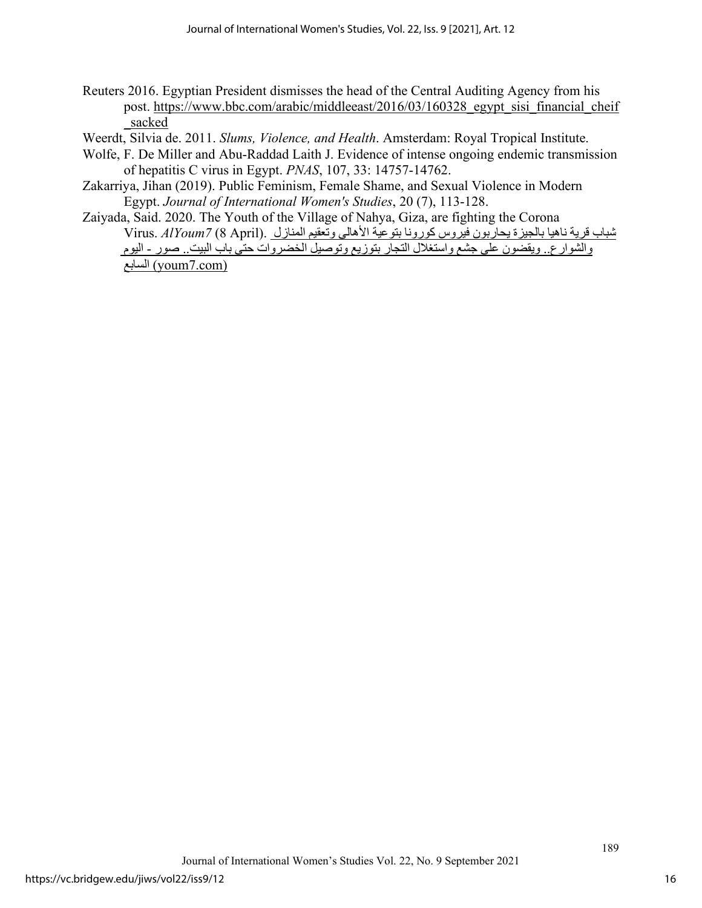Reuters 2016. Egyptian President dismisses the head of the Central Auditing Agency from his post. https://www.bbc.com/arabic/middleeast/2016/03/160328_egypt_sisi_financial_cheif_sacked

Weerdt, Silvia de. 2011. *Slums, Violence, and Health*. Amsterdam: Royal Tropical Institute.

Wolfe, F. De Miller and Abu-Raddad Laith J. Evidence of intense ongoing endemic transmission of hepatitis C virus in Egypt. *PNAS*, 107, 33: 14757-14762.

Zakarriya, Jihan (2019). Public Feminism, Female Shame, and Sexual Violence in Modern Egypt. *Journal of International Women's Studies*, 20 (7), 113-128.

Zaiyada, Said. 2020. The Youth of the Village of Nahya, Giza, are fighting the Corona Virus. *AlYoum7* (8 April). شباب قرية ناهيا بالجيزة يحاربون فيروس كورونا بتوعية الأهالى وتعقيم المنازل والشوارع.. ويقضون على جشع واستغلال التجار بتوزيع وتوصيل الخضروات حتى باب البيت.. صور - اليوم السابع (youm7.com)